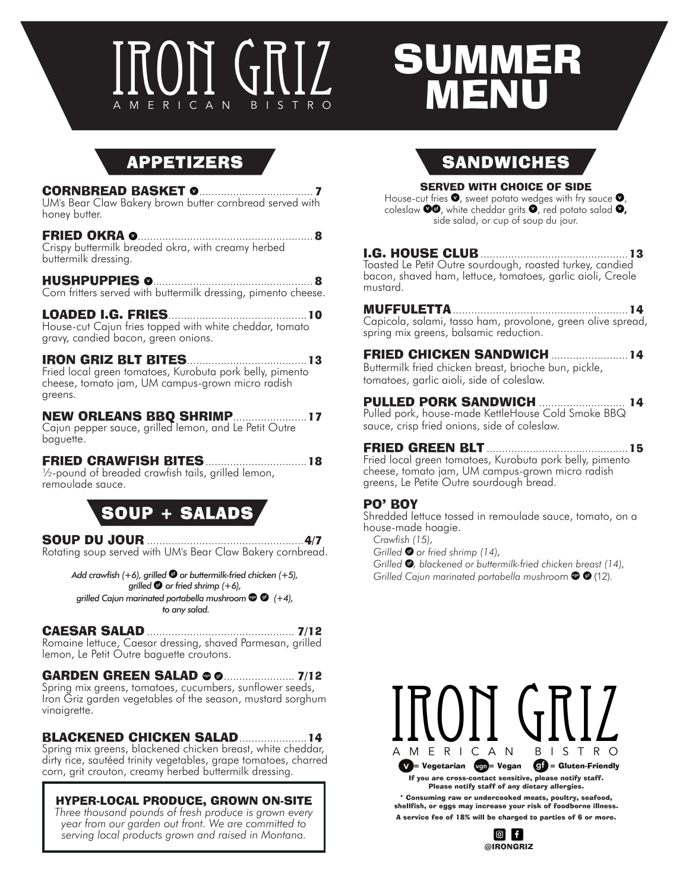# IRON GRIZ
AMERICAN BISTRO

# SUMMER MENU

## APPETIZERS

**CORNBREAD BASKET** v ..... 7
UM's Bear Claw Bakery brown butter cornbread served with honey butter.

**FRIED OKRA** v ..... 8
Crispy buttermilk breaded okra, with creamy herbed buttermilk dressing.

**HUSHPUPPIES** v ..... 8
Corn fritters served with buttermilk dressing, pimento cheese.

**LOADED I.G. FRIES** ..... 10
House-cut Cajun fries topped with white cheddar, tomato gravy, candied bacon, green onions.

**IRON GRIZ BLT BITES** ..... 13
Fried local green tomatoes, Kurobuta pork belly, pimento cheese, tomato jam, UM campus-grown micro radish greens.

**NEW ORLEANS BBQ SHRIMP** ..... 17
Cajun pepper sauce, grilled lemon, and Le Petit Outre baguette.

**FRIED CRAWFISH BITES** ..... 18
½-pound of breaded crawfish tails, grilled lemon, remoulade sauce.

## SOUP + SALADS

**SOUP DU JOUR** ..... 4/7
Rotating soup served with UM's Bear Claw Bakery cornbread.

*Add crawfish (+6), grilled gf or buttermilk-fried chicken (+5), grilled gf or fried shrimp (+6), grilled Cajun marinated portabella mushroom vgn gf (+4), to any salad.*

**CAESAR SALAD** ..... 7/12
Romaine lettuce, Caesar dressing, shaved Parmesan, grilled lemon, Le Petit Outre baguette croutons.

**GARDEN GREEN SALAD** vgn gf ..... 7/12
Spring mix greens, tomatoes, cucumbers, sunflower seeds, Iron Griz garden vegetables of the season, mustard sorghum vinaigrette.

**BLACKENED CHICKEN SALAD** ..... 14
Spring mix greens, blackened chicken breast, white cheddar, dirty rice, sautéed trinity vegetables, grape tomatoes, charred corn, grit crouton, creamy herbed buttermilk dressing.

### HYPER-LOCAL PRODUCE, GROWN ON-SITE
*Three thousand pounds of fresh produce is grown every year from our garden out front. We are committed to serving local products grown and raised in Montana.*

## SANDWICHES

### SERVED WITH CHOICE OF SIDE
House-cut fries v, sweet potato wedges with fry sauce v, coleslaw v gf, white cheddar grits v, red potato salad v, side salad, or cup of soup du jour.

**I.G. HOUSE CLUB** ..... 13
Toasted Le Petit Outre sourdough, roasted turkey, candied bacon, shaved ham, lettuce, tomatoes, garlic aioli, Creole mustard.

**MUFFULETTA** ..... 14
Capicola, salami, tasso ham, provolone, green olive spread, spring mix greens, balsamic reduction.

**FRIED CHICKEN SANDWICH** ..... 14
Buttermilk fried chicken breast, brioche bun, pickle, tomatoes, garlic aioli, side of coleslaw.

**PULLED PORK SANDWICH** ..... 14
Pulled pork, house-made KettleHouse Cold Smoke BBQ sauce, crisp fried onions, side of coleslaw.

**FRIED GREEN BLT** ..... 15
Fried local green tomatoes, Kurobuta pork belly, pimento cheese, tomato jam, UM campus-grown micro radish greens, Le Petite Outre sourdough bread.

**PO' BOY**
Shredded lettuce tossed in remoulade sauce, tomato, on a house-made hoagie.
*Crawfish (15),*
*Grilled gf or fried shrimp (14),*
*Grilled gf, blackened or buttermilk-fried chicken breast (14),*
*Grilled Cajun marinated portabella mushroom vgn gf (12).*

IRON GRIZ
AMERICAN BISTRO

v = Vegetarian  vgn = Vegan  gf = Gluten-Friendly

**If you are cross-contact sensitive, please notify staff. Please notify staff of any dietary allergies.**

**\* Consuming raw or undercooked meats, poultry, seafood, shellfish, or eggs may increase your risk of foodborne illness.**

**A service fee of 18% will be charged to parties of 6 or more.**

@IRONGRIZ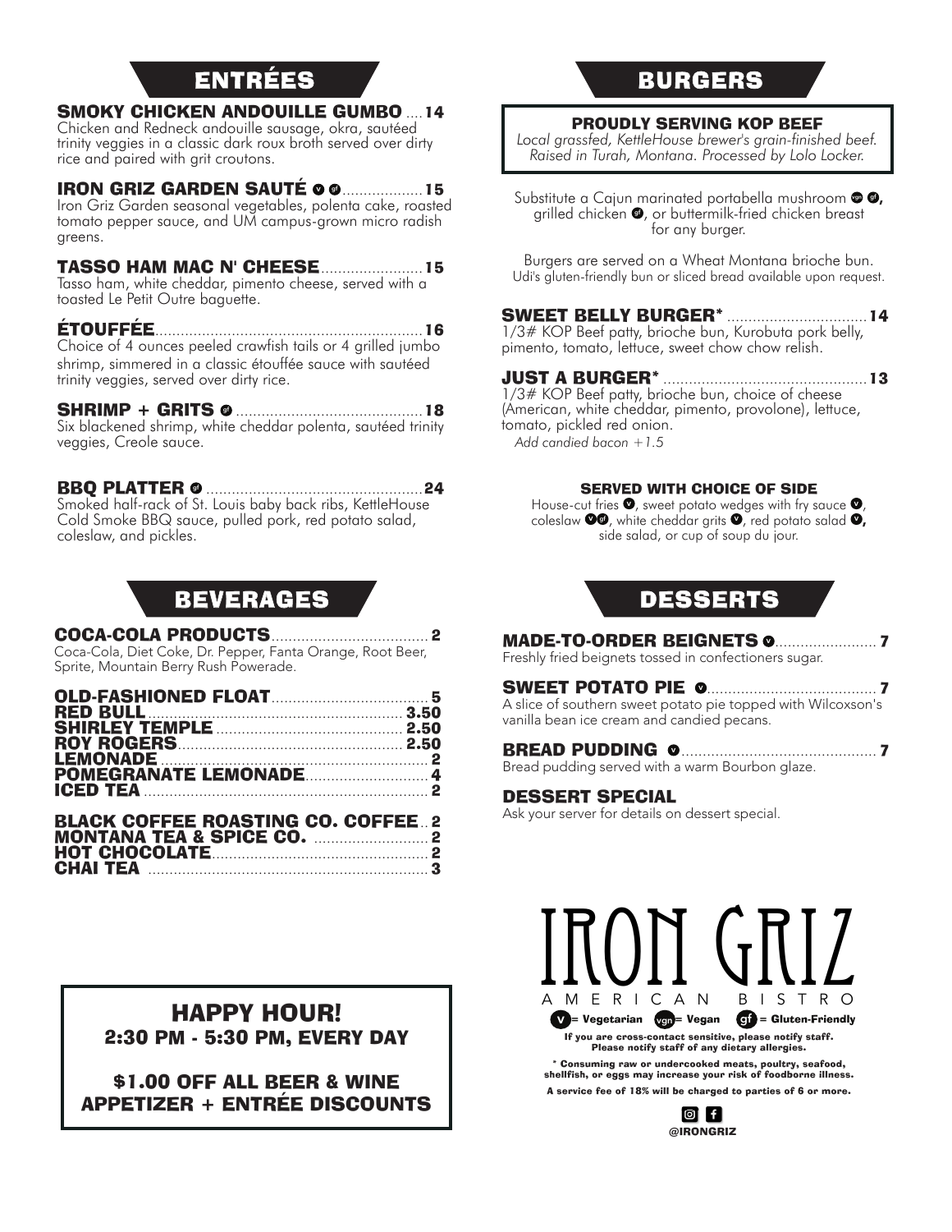## ENTRÉES

**SMOKY CHICKEN ANDOUILLE GUMBO** .... **14**
Chicken and Redneck andouille sausage, okra, sautéed trinity veggies in a classic dark roux broth served over dirty rice and paired with grit croutons.

**IRON GRIZ GARDEN SAUTÉ** (v) (gf) .................. **15**
Iron Griz Garden seasonal vegetables, polenta cake, roasted tomato pepper sauce, and UM campus-grown micro radish greens.

**TASSO HAM MAC N' CHEESE** ........................ **15**
Tasso ham, white cheddar, pimento cheese, served with a toasted Le Petit Outre baguette.

**ÉTOUFFÉE** ............................................................. **16**
Choice of 4 ounces peeled crawfish tails or 4 grilled jumbo shrimp, simmered in a classic étouffée sauce with sautéed trinity veggies, served over dirty rice.

**SHRIMP + GRITS** (gf) .......................................... **18**
Six blackened shrimp, white cheddar polenta, sautéed trinity veggies, Creole sauce.

**BBQ PLATTER** (gf) ................................................ **24**
Smoked half-rack of St. Louis baby back ribs, KettleHouse Cold Smoke BBQ sauce, pulled pork, red potato salad, coleslaw, and pickles.

## BURGERS

**PROUDLY SERVING KOP BEEF**
*Local grassfed, KettleHouse brewer's grain-finished beef. Raised in Turah, Montana. Processed by Lolo Locker.*

Substitute a Cajun marinated portabella mushroom (vgn) (gf), grilled chicken (gf), or buttermilk-fried chicken breast for any burger.

Burgers are served on a Wheat Montana brioche bun.
Udi's gluten-friendly bun or sliced bread available upon request.

**SWEET BELLY BURGER*** ................................ **14**
1/3# KOP Beef patty, brioche bun, Kurobuta pork belly, pimento, tomato, lettuce, sweet chow chow relish.

**JUST A BURGER*** ............................................... **13**
1/3# KOP Beef patty, brioche bun, choice of cheese (American, white cheddar, pimento, provolone), lettuce, tomato, pickled red onion.
*Add candied bacon +1.5*

**SERVED WITH CHOICE OF SIDE**
House-cut fries (v), sweet potato wedges with fry sauce (v), coleslaw (v)(gf), white cheddar grits (v), red potato salad (v), side salad, or cup of soup du jour.

## BEVERAGES

**COCA-COLA PRODUCTS** .................................... **2**
Coca-Cola, Diet Coke, Dr. Pepper, Fanta Orange, Root Beer, Sprite, Mountain Berry Rush Powerade.

**OLD-FASHIONED FLOAT** ................................... **5**
**RED BULL** ........................................................ **3.50**
**SHIRLEY TEMPLE** ........................................... **2.50**
**ROY ROGERS** .................................................. **2.50**
**LEMONADE** ........................................................ **2**
**POMEGRANATE LEMONADE** ............................ **4**
**ICED TEA** ........................................................... **2**

**BLACK COFFEE ROASTING CO. COFFEE** .. **2**
**MONTANA TEA & SPICE CO.** .......................... **2**
**HOT CHOCOLATE** ............................................ **2**
**CHAI TEA** ........................................................... **3**

## DESSERTS

**MADE-TO-ORDER BEIGNETS** (v) ........................ **7**
Freshly fried beignets tossed in confectioners sugar.

**SWEET POTATO PIE** (v) ........................................ **7**
A slice of southern sweet potato pie topped with Wilcoxson's vanilla bean ice cream and candied pecans.

**BREAD PUDDING** (v) ............................................ **7**
Bread pudding served with a warm Bourbon glaze.

**DESSERT SPECIAL**
Ask your server for details on dessert special.

## HAPPY HOUR!
**2:30 PM - 5:30 PM, EVERY DAY**

**$1.00 OFF ALL BEER & WINE**
**APPETIZER + ENTRÉE DISCOUNTS**

# IRON GRIZ
AMERICAN BISTRO

(v) = Vegetarian (vgn) = Vegan (gf) = Gluten-Friendly

**If you are cross-contact sensitive, please notify staff. Please notify staff of any dietary allergies.**

**\* Consuming raw or undercooked meats, poultry, seafood, shellfish, or eggs may increase your risk of foodborne illness.**

**A service fee of 18% will be charged to parties of 6 or more.**

**@IRONGRIZ**